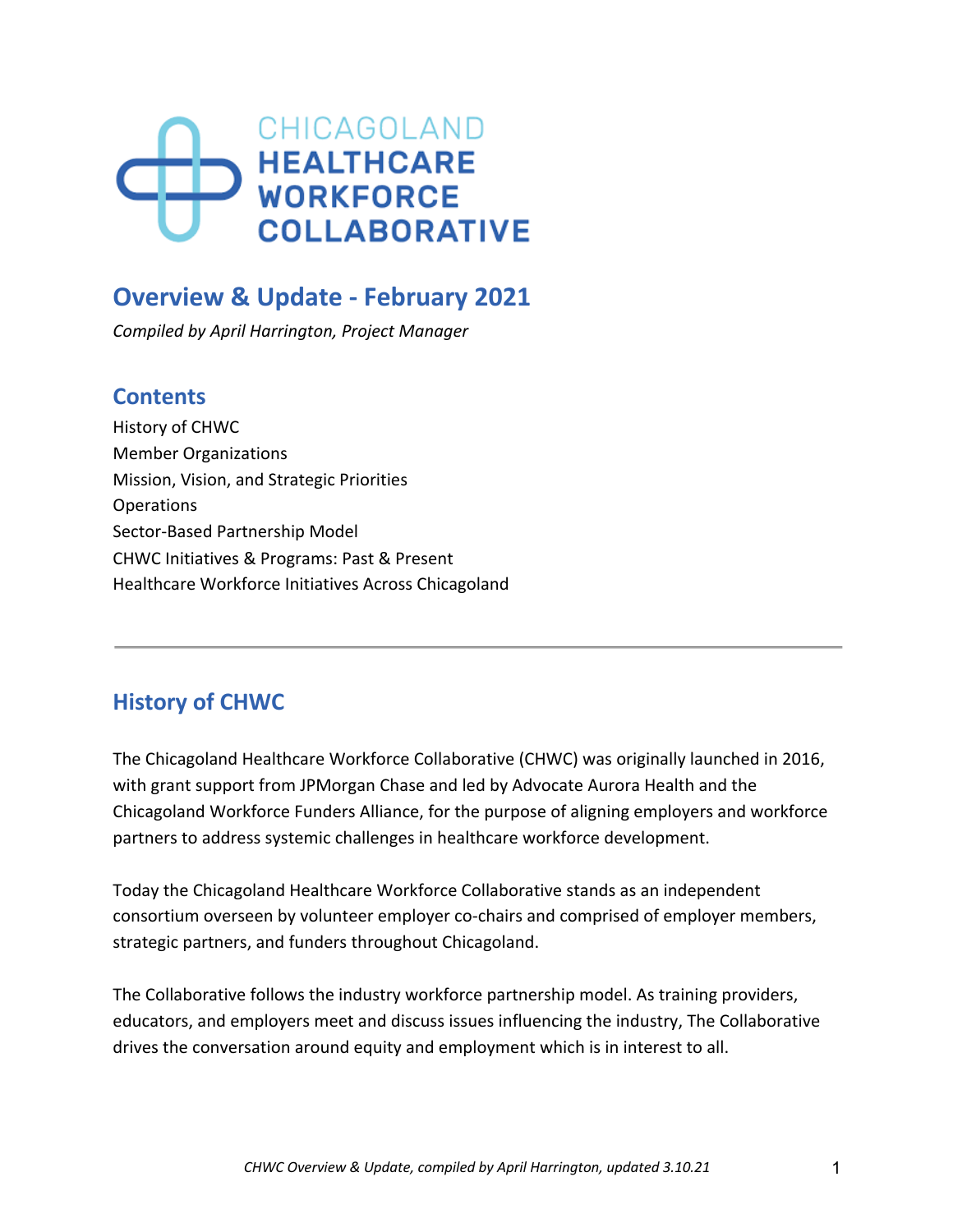CHICAGOLAND HEALTHCARE WORKFORCE COLLABORATIVE

## Overview & Update - February 2021

*Compiled by April Harrington, Project Manager*

### Contents

History of CHWC
Member Organizations
Mission, Vision, and Strategic Priorities
Operations
Sector-Based Partnership Model
CHWC Initiatives & Programs: Past & Present
Healthcare Workforce Initiatives Across Chicagoland

---

## History of CHWC

The Chicagoland Healthcare Workforce Collaborative (CHWC) was originally launched in 2016, with grant support from JPMorgan Chase and led by Advocate Aurora Health and the Chicagoland Workforce Funders Alliance, for the purpose of aligning employers and workforce partners to address systemic challenges in healthcare workforce development.

Today the Chicagoland Healthcare Workforce Collaborative stands as an independent consortium overseen by volunteer employer co-chairs and comprised of employer members, strategic partners, and funders throughout Chicagoland.

The Collaborative follows the industry workforce partnership model. As training providers, educators, and employers meet and discuss issues influencing the industry, The Collaborative drives the conversation around equity and employment which is in interest to all.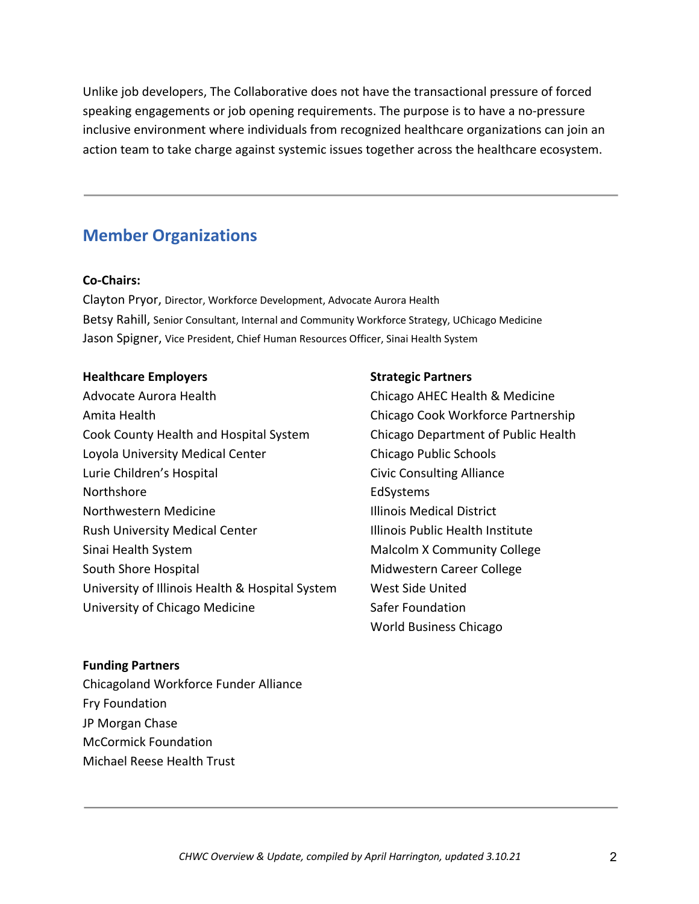Unlike job developers, The Collaborative does not have the transactional pressure of forced speaking engagements or job opening requirements. The purpose is to have a no-pressure inclusive environment where individuals from recognized healthcare organizations can join an action team to take charge against systemic issues together across the healthcare ecosystem.

---

## Member Organizations

**Co-Chairs:**

Clayton Pryor, Director, Workforce Development, Advocate Aurora Health
Betsy Rahill, Senior Consultant, Internal and Community Workforce Strategy, UChicago Medicine
Jason Spigner, Vice President, Chief Human Resources Officer, Sinai Health System

**Healthcare Employers**

Advocate Aurora Health
Amita Health
Cook County Health and Hospital System
Loyola University Medical Center
Lurie Children's Hospital
Northshore
Northwestern Medicine
Rush University Medical Center
Sinai Health System
South Shore Hospital
University of Illinois Health & Hospital System
University of Chicago Medicine

**Strategic Partners**

Chicago AHEC Health & Medicine
Chicago Cook Workforce Partnership
Chicago Department of Public Health
Chicago Public Schools
Civic Consulting Alliance
EdSystems
Illinois Medical District
Illinois Public Health Institute
Malcolm X Community College
Midwestern Career College
West Side United
Safer Foundation
World Business Chicago

**Funding Partners**

Chicagoland Workforce Funder Alliance
Fry Foundation
JP Morgan Chase
McCormick Foundation
Michael Reese Health Trust

---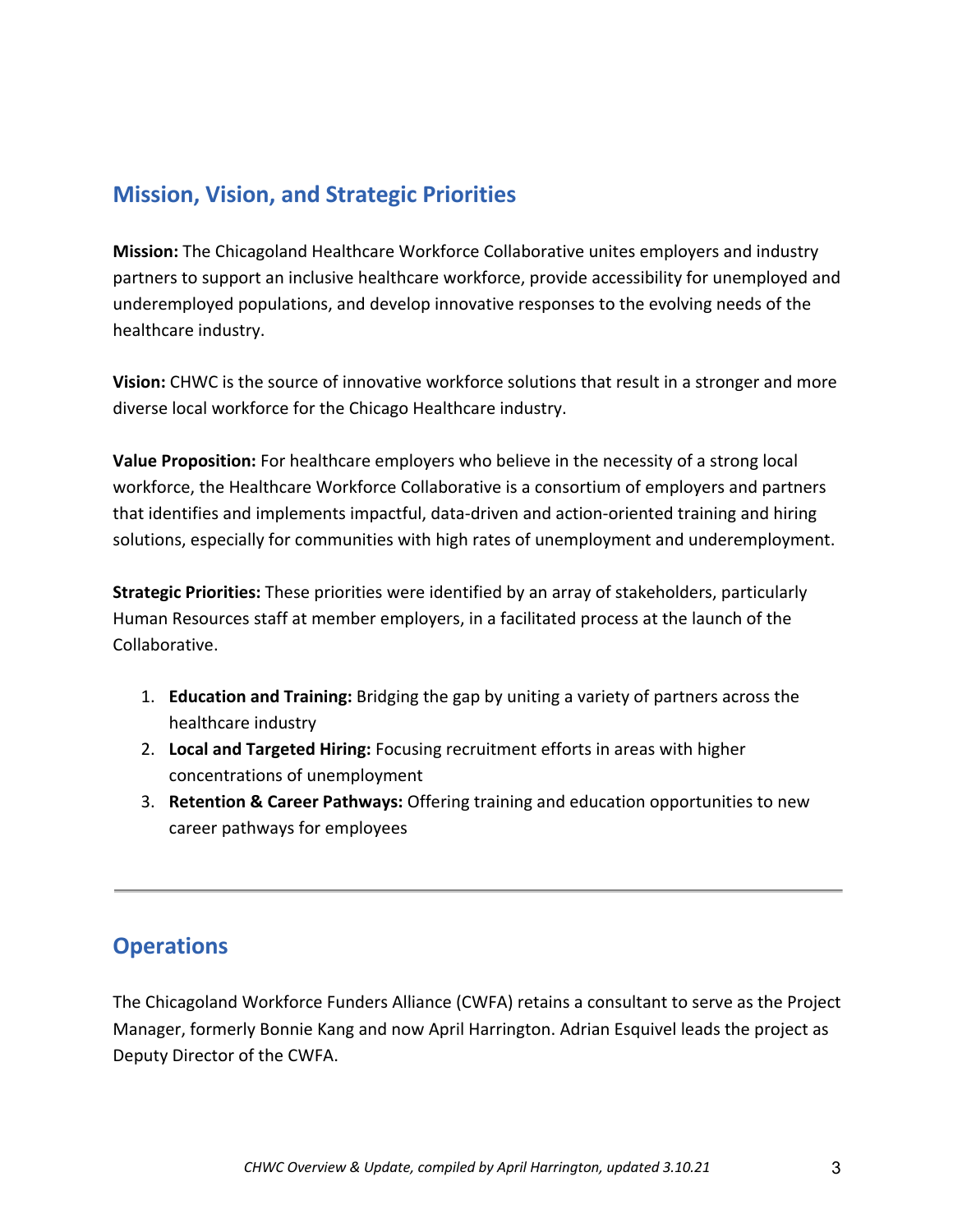## Mission, Vision, and Strategic Priorities

**Mission:** The Chicagoland Healthcare Workforce Collaborative unites employers and industry partners to support an inclusive healthcare workforce, provide accessibility for unemployed and underemployed populations, and develop innovative responses to the evolving needs of the healthcare industry.

**Vision:** CHWC is the source of innovative workforce solutions that result in a stronger and more diverse local workforce for the Chicago Healthcare industry.

**Value Proposition:** For healthcare employers who believe in the necessity of a strong local workforce, the Healthcare Workforce Collaborative is a consortium of employers and partners that identifies and implements impactful, data-driven and action-oriented training and hiring solutions, especially for communities with high rates of unemployment and underemployment.

**Strategic Priorities:** These priorities were identified by an array of stakeholders, particularly Human Resources staff at member employers, in a facilitated process at the launch of the Collaborative.

1. **Education and Training:** Bridging the gap by uniting a variety of partners across the healthcare industry
2. **Local and Targeted Hiring:** Focusing recruitment efforts in areas with higher concentrations of unemployment
3. **Retention & Career Pathways:** Offering training and education opportunities to new career pathways for employees

---

## Operations

The Chicagoland Workforce Funders Alliance (CWFA) retains a consultant to serve as the Project Manager, formerly Bonnie Kang and now April Harrington. Adrian Esquivel leads the project as Deputy Director of the CWFA.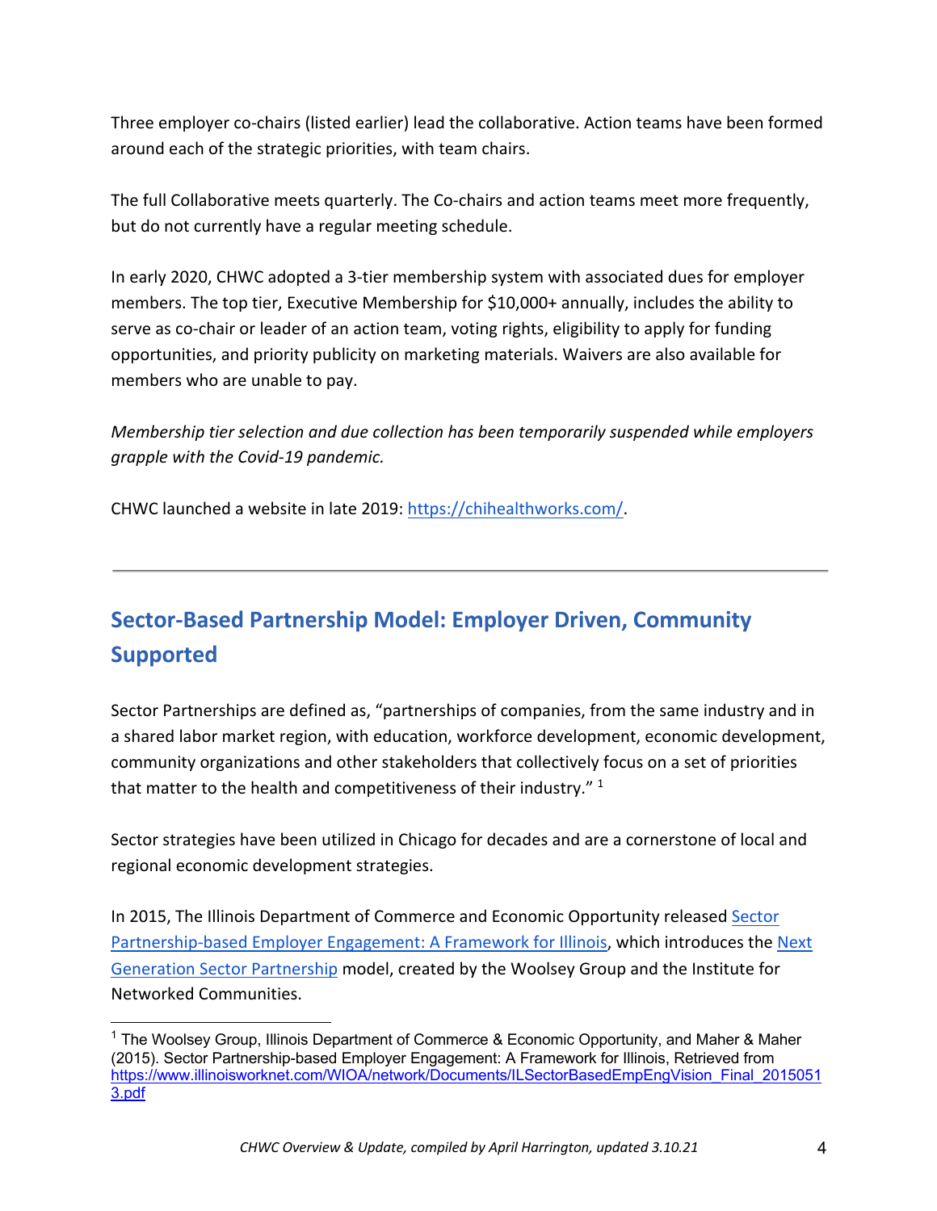Three employer co-chairs (listed earlier) lead the collaborative. Action teams have been formed around each of the strategic priorities, with team chairs.

The full Collaborative meets quarterly. The Co-chairs and action teams meet more frequently, but do not currently have a regular meeting schedule.

In early 2020, CHWC adopted a 3-tier membership system with associated dues for employer members. The top tier, Executive Membership for $10,000+ annually, includes the ability to serve as co-chair or leader of an action team, voting rights, eligibility to apply for funding opportunities, and priority publicity on marketing materials. Waivers are also available for members who are unable to pay.

*Membership tier selection and due collection has been temporarily suspended while employers grapple with the Covid-19 pandemic.*

CHWC launched a website in late 2019: [https://chihealthworks.com/](https://chihealthworks.com/).

---

## Sector-Based Partnership Model: Employer Driven, Community Supported

Sector Partnerships are defined as, "partnerships of companies, from the same industry and in a shared labor market region, with education, workforce development, economic development, community organizations and other stakeholders that collectively focus on a set of priorities that matter to the health and competitiveness of their industry." [1]

Sector strategies have been utilized in Chicago for decades and are a cornerstone of local and regional economic development strategies.

In 2015, The Illinois Department of Commerce and Economic Opportunity released [Sector Partnership-based Employer Engagement: A Framework for Illinois](https://www.illinoisworknet.com/WIOA/network/Documents/ILSectorBasedEmpEngVision_Final_20150513.pdf), which introduces the Next Generation Sector Partnership model, created by the Woolsey Group and the Institute for Networked Communities.

[1] The Woolsey Group, Illinois Department of Commerce & Economic Opportunity, and Maher & Maher (2015). Sector Partnership-based Employer Engagement: A Framework for Illinois, Retrieved from [https://www.illinoisworknet.com/WIOA/network/Documents/ILSectorBasedEmpEngVision_Final_20150513.pdf](https://www.illinoisworknet.com/WIOA/network/Documents/ILSectorBasedEmpEngVision_Final_20150513.pdf)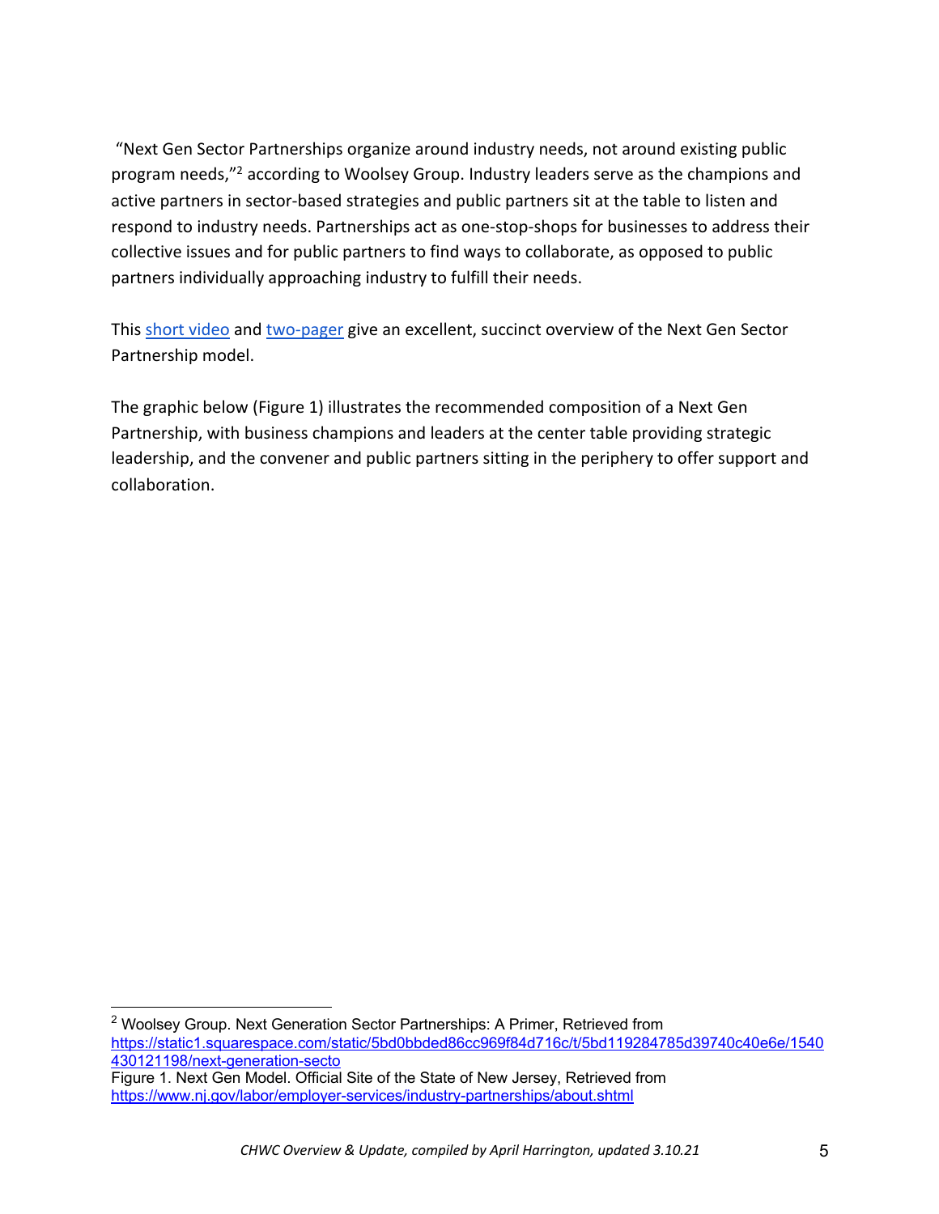"Next Gen Sector Partnerships organize around industry needs, not around existing public program needs,"[2] according to Woolsey Group. Industry leaders serve as the champions and active partners in sector-based strategies and public partners sit at the table to listen and respond to industry needs. Partnerships act as one-stop-shops for businesses to address their collective issues and for public partners to find ways to collaborate, as opposed to public partners individually approaching industry to fulfill their needs.

This [short video]() and [two-pager]() give an excellent, succinct overview of the Next Gen Sector Partnership model.

The graphic below (Figure 1) illustrates the recommended composition of a Next Gen Partnership, with business champions and leaders at the center table providing strategic leadership, and the convener and public partners sitting in the periphery to offer support and collaboration.

---

[2] Woolsey Group. Next Generation Sector Partnerships: A Primer, Retrieved from https://static1.squarespace.com/static/5bd0bbded86cc969f84d716c/t/5bd119284785d39740c40e6e/1540430121198/next-generation-secto

Figure 1. Next Gen Model. Official Site of the State of New Jersey, Retrieved from https://www.nj.gov/labor/employer-services/industry-partnerships/about.shtml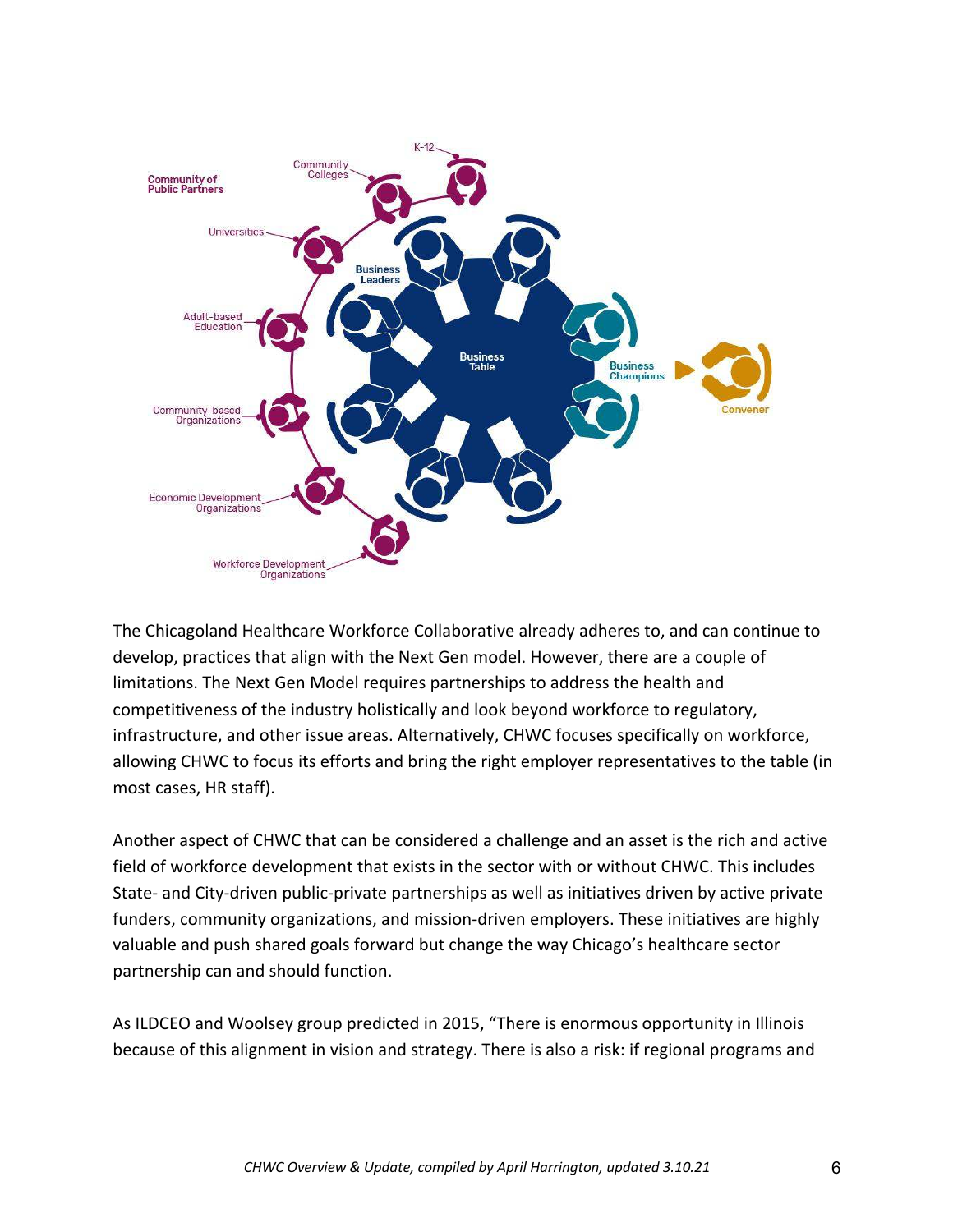The Chicagoland Healthcare Workforce Collaborative already adheres to, and can continue to develop, practices that align with the Next Gen model. However, there are a couple of limitations. The Next Gen Model requires partnerships to address the health and competitiveness of the industry holistically and look beyond workforce to regulatory, infrastructure, and other issue areas. Alternatively, CHWC focuses specifically on workforce, allowing CHWC to focus its efforts and bring the right employer representatives to the table (in most cases, HR staff).

Another aspect of CHWC that can be considered a challenge and an asset is the rich and active field of workforce development that exists in the sector with or without CHWC. This includes State- and City-driven public-private partnerships as well as initiatives driven by active private funders, community organizations, and mission-driven employers. These initiatives are highly valuable and push shared goals forward but change the way Chicago's healthcare sector partnership can and should function.

As ILDCEO and Woolsey group predicted in 2015, "There is enormous opportunity in Illinois because of this alignment in vision and strategy. There is also a risk: if regional programs and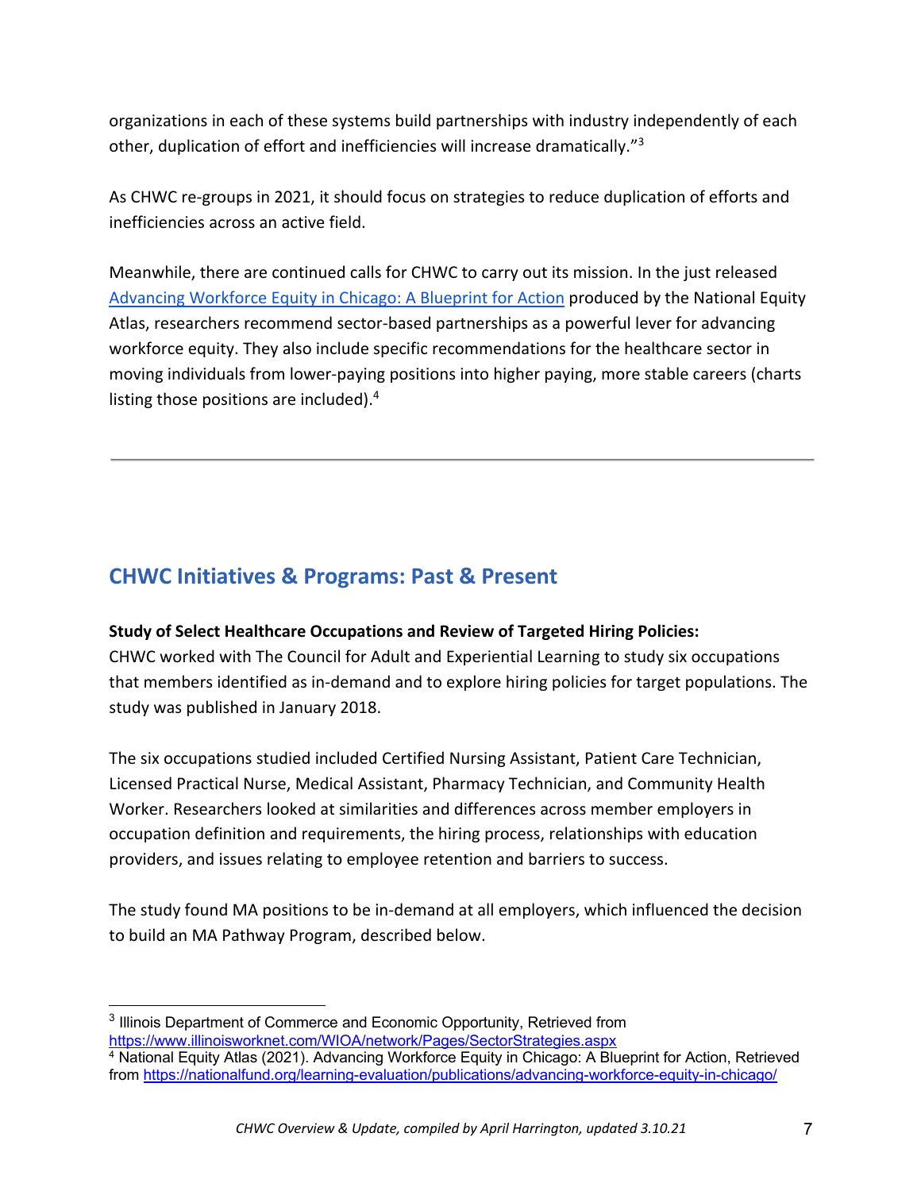organizations in each of these systems build partnerships with industry independently of each other, duplication of effort and inefficiencies will increase dramatically."[3]

As CHWC re-groups in 2021, it should focus on strategies to reduce duplication of efforts and inefficiencies across an active field.

Meanwhile, there are continued calls for CHWC to carry out its mission. In the just released [Advancing Workforce Equity in Chicago: A Blueprint for Action](https://nationalfund.org/learning-evaluation/publications/advancing-workforce-equity-in-chicago/) produced by the National Equity Atlas, researchers recommend sector-based partnerships as a powerful lever for advancing workforce equity. They also include specific recommendations for the healthcare sector in moving individuals from lower-paying positions into higher paying, more stable careers (charts listing those positions are included).[4]

---

## CHWC Initiatives & Programs: Past & Present

**Study of Select Healthcare Occupations and Review of Targeted Hiring Policies:**
CHWC worked with The Council for Adult and Experiential Learning to study six occupations that members identified as in-demand and to explore hiring policies for target populations. The study was published in January 2018.

The six occupations studied included Certified Nursing Assistant, Patient Care Technician, Licensed Practical Nurse, Medical Assistant, Pharmacy Technician, and Community Health Worker. Researchers looked at similarities and differences across member employers in occupation definition and requirements, the hiring process, relationships with education providers, and issues relating to employee retention and barriers to success.

The study found MA positions to be in-demand at all employers, which influenced the decision to build an MA Pathway Program, described below.

---

[3] Illinois Department of Commerce and Economic Opportunity, Retrieved from https://www.illinoisworknet.com/WIOA/network/Pages/SectorStrategies.aspx

[4] National Equity Atlas (2021). Advancing Workforce Equity in Chicago: A Blueprint for Action, Retrieved from https://nationalfund.org/learning-evaluation/publications/advancing-workforce-equity-in-chicago/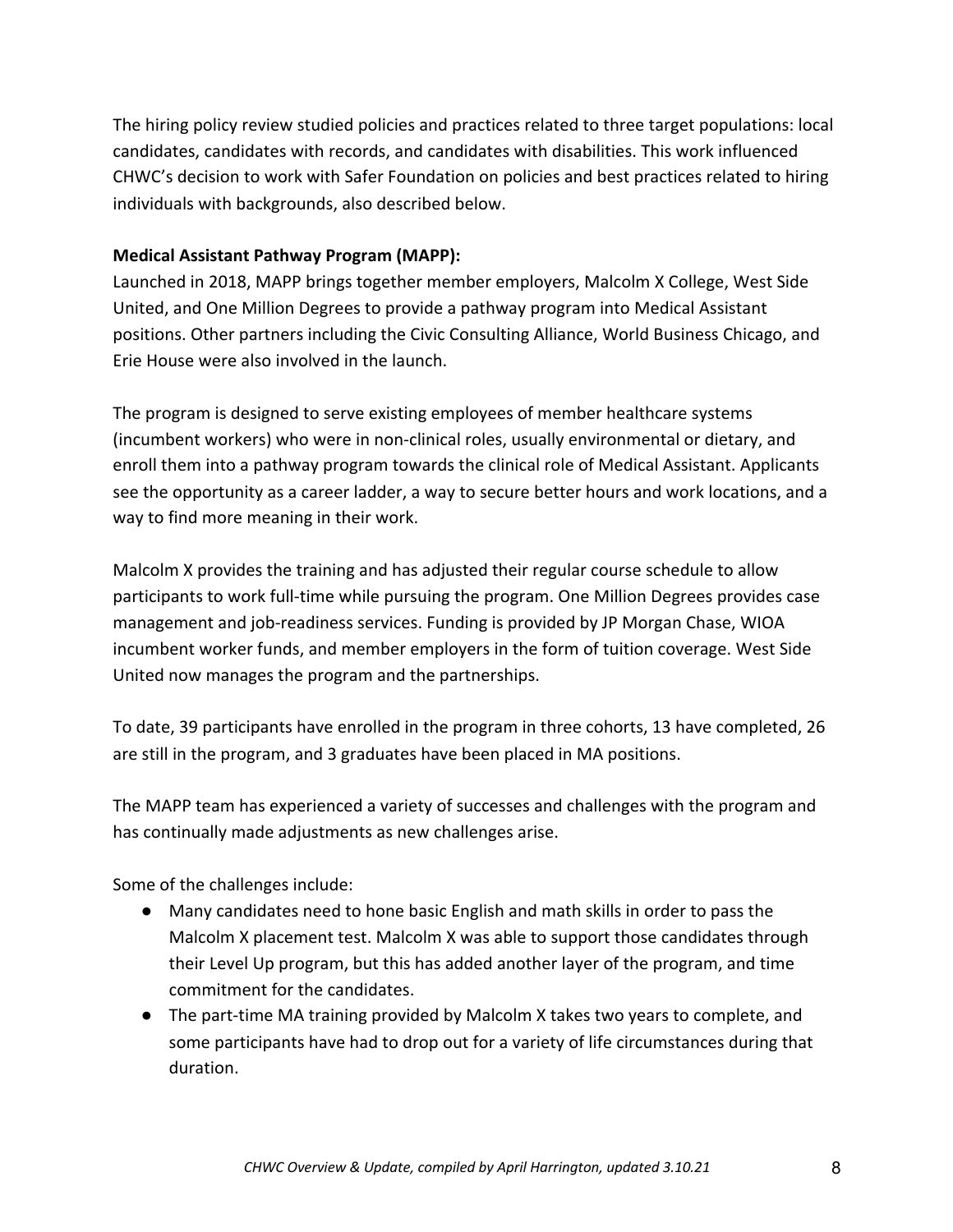The hiring policy review studied policies and practices related to three target populations: local candidates, candidates with records, and candidates with disabilities. This work influenced CHWC's decision to work with Safer Foundation on policies and best practices related to hiring individuals with backgrounds, also described below.

**Medical Assistant Pathway Program (MAPP):**

Launched in 2018, MAPP brings together member employers, Malcolm X College, West Side United, and One Million Degrees to provide a pathway program into Medical Assistant positions. Other partners including the Civic Consulting Alliance, World Business Chicago, and Erie House were also involved in the launch.

The program is designed to serve existing employees of member healthcare systems (incumbent workers) who were in non-clinical roles, usually environmental or dietary, and enroll them into a pathway program towards the clinical role of Medical Assistant. Applicants see the opportunity as a career ladder, a way to secure better hours and work locations, and a way to find more meaning in their work.

Malcolm X provides the training and has adjusted their regular course schedule to allow participants to work full-time while pursuing the program. One Million Degrees provides case management and job-readiness services. Funding is provided by JP Morgan Chase, WIOA incumbent worker funds, and member employers in the form of tuition coverage. West Side United now manages the program and the partnerships.

To date, 39 participants have enrolled in the program in three cohorts, 13 have completed, 26 are still in the program, and 3 graduates have been placed in MA positions.

The MAPP team has experienced a variety of successes and challenges with the program and has continually made adjustments as new challenges arise.

Some of the challenges include:

- Many candidates need to hone basic English and math skills in order to pass the Malcolm X placement test. Malcolm X was able to support those candidates through their Level Up program, but this has added another layer of the program, and time commitment for the candidates.
- The part-time MA training provided by Malcolm X takes two years to complete, and some participants have had to drop out for a variety of life circumstances during that duration.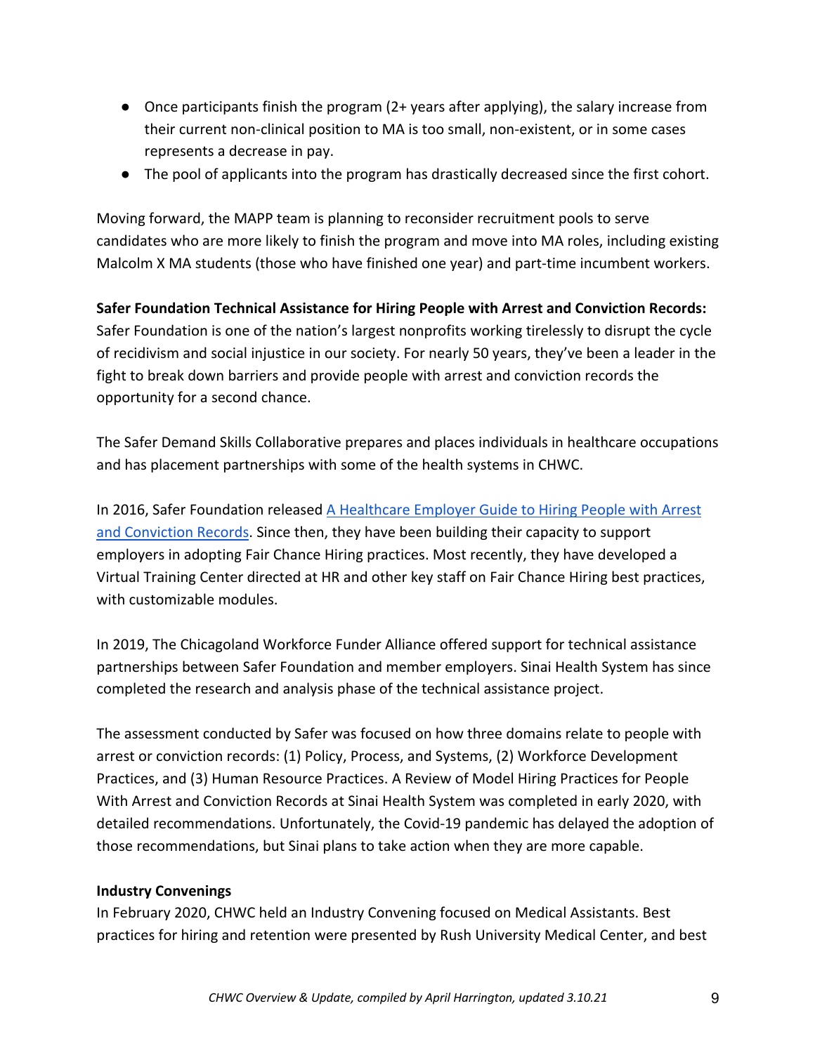- Once participants finish the program (2+ years after applying), the salary increase from their current non-clinical position to MA is too small, non-existent, or in some cases represents a decrease in pay.
- The pool of applicants into the program has drastically decreased since the first cohort.

Moving forward, the MAPP team is planning to reconsider recruitment pools to serve candidates who are more likely to finish the program and move into MA roles, including existing Malcolm X MA students (those who have finished one year) and part-time incumbent workers.

**Safer Foundation Technical Assistance for Hiring People with Arrest and Conviction Records:** Safer Foundation is one of the nation's largest nonprofits working tirelessly to disrupt the cycle of recidivism and social injustice in our society. For nearly 50 years, they've been a leader in the fight to break down barriers and provide people with arrest and conviction records the opportunity for a second chance.

The Safer Demand Skills Collaborative prepares and places individuals in healthcare occupations and has placement partnerships with some of the health systems in CHWC.

In 2016, Safer Foundation released A Healthcare Employer Guide to Hiring People with Arrest and Conviction Records. Since then, they have been building their capacity to support employers in adopting Fair Chance Hiring practices. Most recently, they have developed a Virtual Training Center directed at HR and other key staff on Fair Chance Hiring best practices, with customizable modules.

In 2019, The Chicagoland Workforce Funder Alliance offered support for technical assistance partnerships between Safer Foundation and member employers. Sinai Health System has since completed the research and analysis phase of the technical assistance project.

The assessment conducted by Safer was focused on how three domains relate to people with arrest or conviction records: (1) Policy, Process, and Systems, (2) Workforce Development Practices, and (3) Human Resource Practices. A Review of Model Hiring Practices for People With Arrest and Conviction Records at Sinai Health System was completed in early 2020, with detailed recommendations. Unfortunately, the Covid-19 pandemic has delayed the adoption of those recommendations, but Sinai plans to take action when they are more capable.

**Industry Convenings**

In February 2020, CHWC held an Industry Convening focused on Medical Assistants. Best practices for hiring and retention were presented by Rush University Medical Center, and best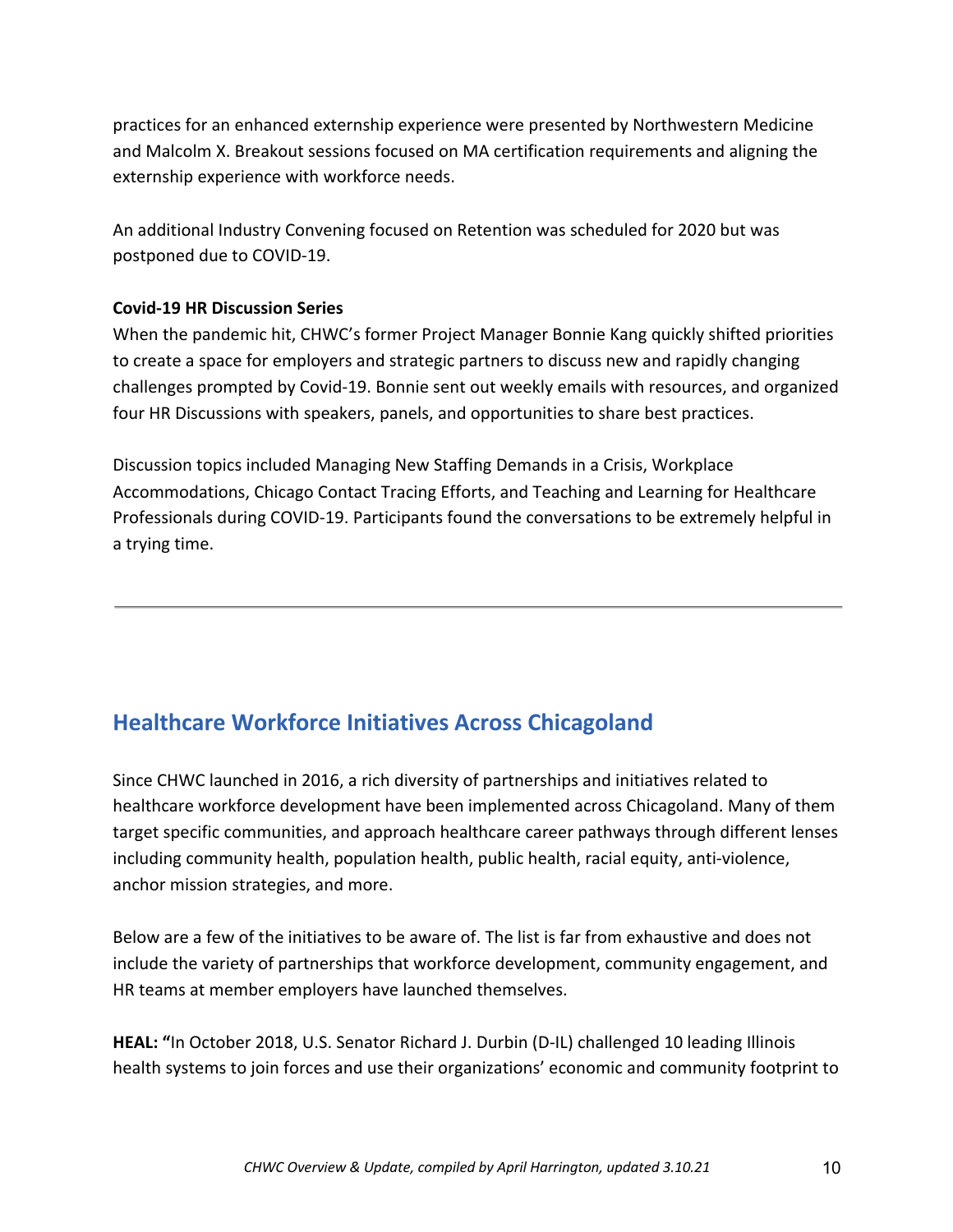practices for an enhanced externship experience were presented by Northwestern Medicine and Malcolm X. Breakout sessions focused on MA certification requirements and aligning the externship experience with workforce needs.

An additional Industry Convening focused on Retention was scheduled for 2020 but was postponed due to COVID-19.

**Covid-19 HR Discussion Series**

When the pandemic hit, CHWC's former Project Manager Bonnie Kang quickly shifted priorities to create a space for employers and strategic partners to discuss new and rapidly changing challenges prompted by Covid-19. Bonnie sent out weekly emails with resources, and organized four HR Discussions with speakers, panels, and opportunities to share best practices.

Discussion topics included Managing New Staffing Demands in a Crisis, Workplace Accommodations, Chicago Contact Tracing Efforts, and Teaching and Learning for Healthcare Professionals during COVID-19. Participants found the conversations to be extremely helpful in a trying time.

---

## Healthcare Workforce Initiatives Across Chicagoland

Since CHWC launched in 2016, a rich diversity of partnerships and initiatives related to healthcare workforce development have been implemented across Chicagoland. Many of them target specific communities, and approach healthcare career pathways through different lenses including community health, population health, public health, racial equity, anti-violence, anchor mission strategies, and more.

Below are a few of the initiatives to be aware of. The list is far from exhaustive and does not include the variety of partnerships that workforce development, community engagement, and HR teams at member employers have launched themselves.

**HEAL: "**In October 2018, U.S. Senator Richard J. Durbin (D-IL) challenged 10 leading Illinois health systems to join forces and use their organizations' economic and community footprint to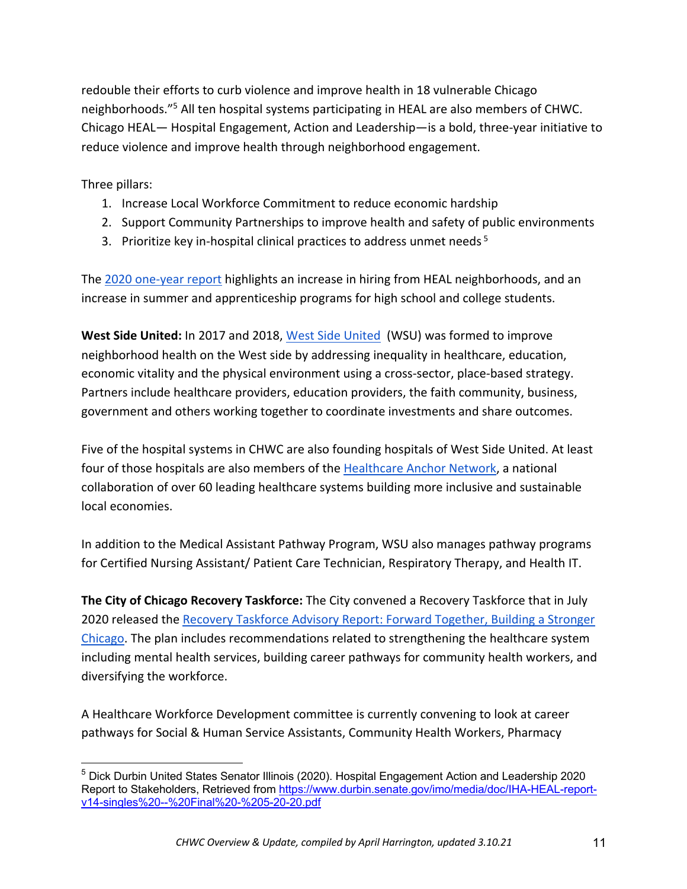redouble their efforts to curb violence and improve health in 18 vulnerable Chicago neighborhoods."[5] All ten hospital systems participating in HEAL are also members of CHWC. Chicago HEAL— Hospital Engagement, Action and Leadership—is a bold, three-year initiative to reduce violence and improve health through neighborhood engagement.

Three pillars:

1. Increase Local Workforce Commitment to reduce economic hardship
2. Support Community Partnerships to improve health and safety of public environments
3. Prioritize key in-hospital clinical practices to address unmet needs[5]

The 2020 one-year report highlights an increase in hiring from HEAL neighborhoods, and an increase in summer and apprenticeship programs for high school and college students.

**West Side United:** In 2017 and 2018, West Side United (WSU) was formed to improve neighborhood health on the West side by addressing inequality in healthcare, education, economic vitality and the physical environment using a cross-sector, place-based strategy. Partners include healthcare providers, education providers, the faith community, business, government and others working together to coordinate investments and share outcomes.

Five of the hospital systems in CHWC are also founding hospitals of West Side United. At least four of those hospitals are also members of the Healthcare Anchor Network, a national collaboration of over 60 leading healthcare systems building more inclusive and sustainable local economies.

In addition to the Medical Assistant Pathway Program, WSU also manages pathway programs for Certified Nursing Assistant/ Patient Care Technician, Respiratory Therapy, and Health IT.

**The City of Chicago Recovery Taskforce:** The City convened a Recovery Taskforce that in July 2020 released the Recovery Taskforce Advisory Report: Forward Together, Building a Stronger Chicago. The plan includes recommendations related to strengthening the healthcare system including mental health services, building career pathways for community health workers, and diversifying the workforce.

A Healthcare Workforce Development committee is currently convening to look at career pathways for Social & Human Service Assistants, Community Health Workers, Pharmacy

[5] Dick Durbin United States Senator Illinois (2020). Hospital Engagement Action and Leadership 2020 Report to Stakeholders, Retrieved from https://www.durbin.senate.gov/imo/media/doc/IHA-HEAL-report-v14-singles%20--%20Final%20-%205-20-20.pdf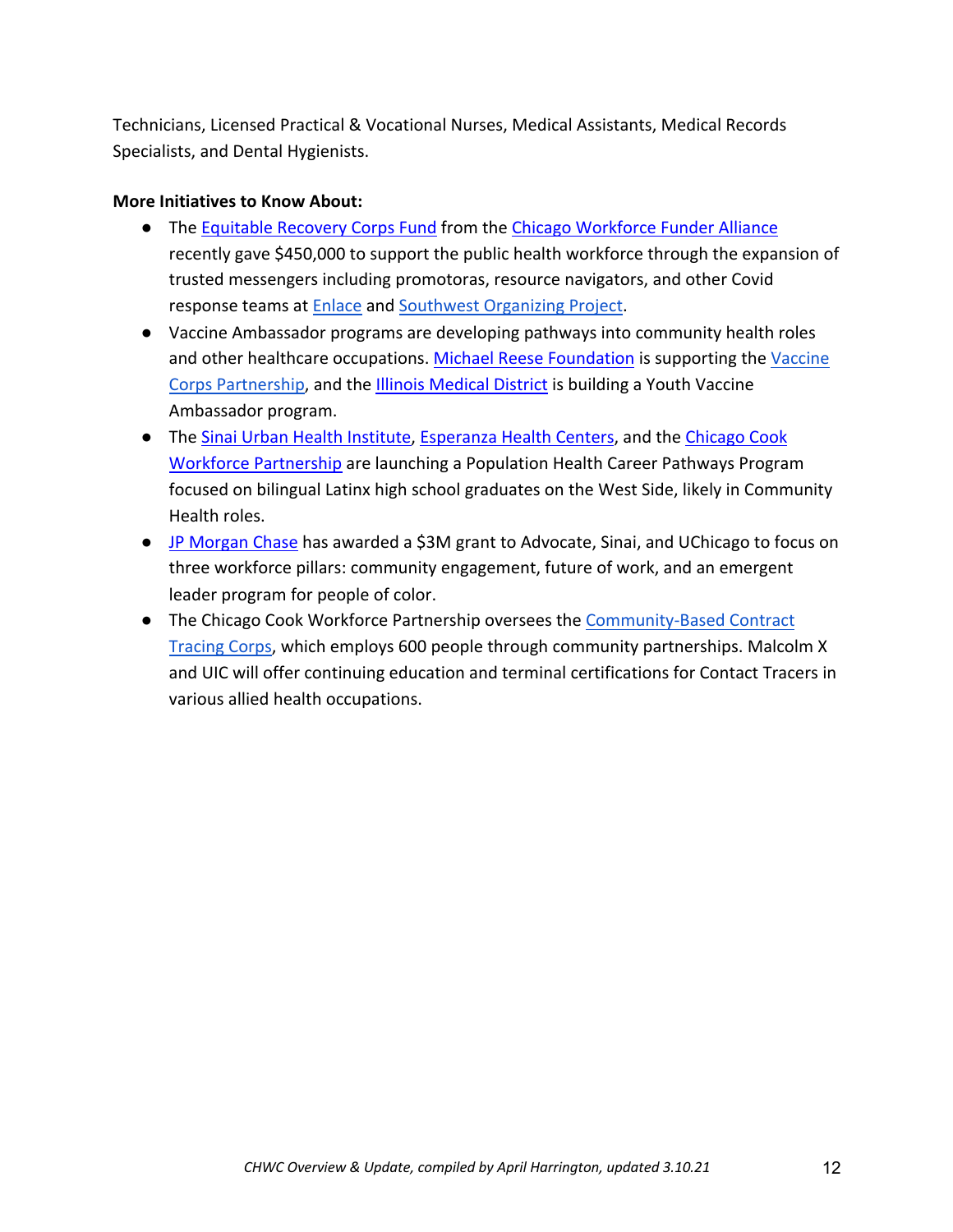Technicians, Licensed Practical & Vocational Nurses, Medical Assistants, Medical Records Specialists, and Dental Hygienists.

**More Initiatives to Know About:**

- The Equitable Recovery Corps Fund from the Chicago Workforce Funder Alliance recently gave $450,000 to support the public health workforce through the expansion of trusted messengers including promotoras, resource navigators, and other Covid response teams at Enlace and Southwest Organizing Project.
- Vaccine Ambassador programs are developing pathways into community health roles and other healthcare occupations. Michael Reese Foundation is supporting the Vaccine Corps Partnership, and the Illinois Medical District is building a Youth Vaccine Ambassador program.
- The Sinai Urban Health Institute, Esperanza Health Centers, and the Chicago Cook Workforce Partnership are launching a Population Health Career Pathways Program focused on bilingual Latinx high school graduates on the West Side, likely in Community Health roles.
- JP Morgan Chase has awarded a $3M grant to Advocate, Sinai, and UChicago to focus on three workforce pillars: community engagement, future of work, and an emergent leader program for people of color.
- The Chicago Cook Workforce Partnership oversees the Community-Based Contract Tracing Corps, which employs 600 people through community partnerships. Malcolm X and UIC will offer continuing education and terminal certifications for Contact Tracers in various allied health occupations.